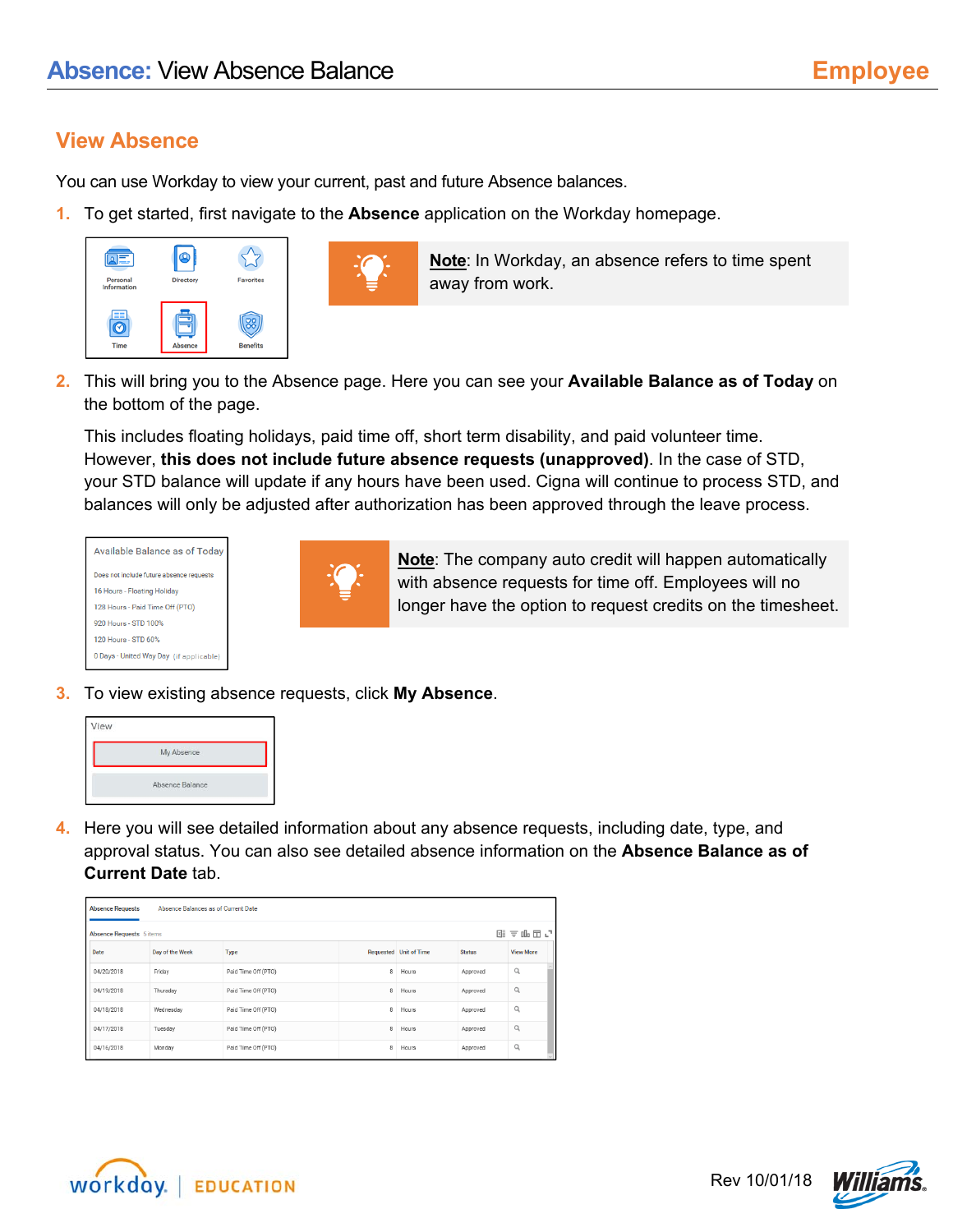# Absence: View Absence Balance

**Employee**

## View Absence

You can use Workday to view your current, past and future Absence balances.

1. To get started, first navigate to the **Absence** application on the Workday homepage.

   > **Note**: In Workday, an absence refers to time spent away from work.

2. This will bring you to the Absence page. Here you can see your **Available Balance as of Today** on the bottom of the page.

   This includes floating holidays, paid time off, short term disability, and paid volunteer time. However, **this does not include future absence requests (unapproved)**. In the case of STD, your STD balance will update if any hours have been used. Cigna will continue to process STD, and balances will only be adjusted after authorization has been approved through the leave process.

   > **Note**: The company auto credit will happen automatically with absence requests for time off. Employees will no longer have the option to request credits on the timesheet.

3. To view existing absence requests, click **My Absence**.

4. Here you will see detailed information about any absence requests, including date, type, and approval status. You can also see detailed information on the **Absence Balance as of Current Date** tab.

Rev 10/01/18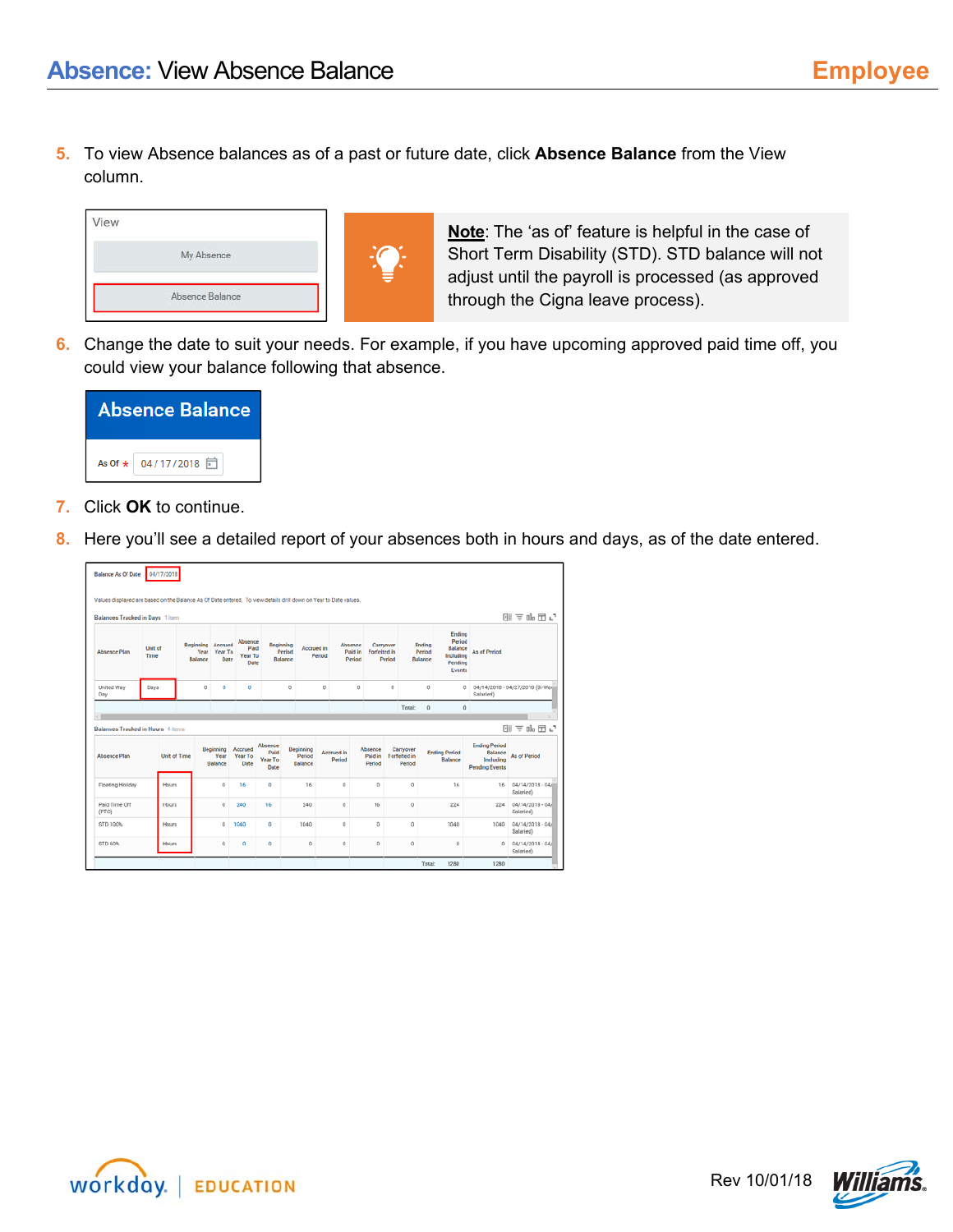5. To view Absence balances as of a past or future date, click **Absence Balance** from the View column.

View

My Absence

Absence Balance

**Note**: The 'as of' feature is helpful in the case of Short Term Disability (STD). STD balance will not adjust until the payroll is processed (as approved through the Cigna leave process).

6. Change the date to suit your needs. For example, if you have upcoming approved paid time off, you could view your balance following that absence.

**Absence Balance**

As Of * 04 / 17 / 2018

7. Click **OK** to continue.

8. Here you'll see a detailed report of your absences both in hours and days, as of the date entered.

Balance As Of Date 04/17/2018

Values displayed are based on the Balance As Of Date entered. To view details drill down on Year to Date values.

Balances Tracked in Days 1 item

| Absence Plan | Unit of Time | Beginning Year Balance | Accrued Year To Date | Absence Paid Year To Date | Beginning Period Balance | Accrued in Period | Absence Paid in Period | Carryover Forfeited in Period | Ending Period Balance | Ending Period Balance Including Pending Events | As of Period |
|---|---|---|---|---|---|---|---|---|---|---|---|
| United Way Day | Days | 0 | 0 | 0 | 0 | 0 | 0 | 0 | 0 | 0 | 04/14/2018 - 04/27/2018 (Bi-Weekly Salaried) |
| | | | | | | | | Total: | 0 | 0 | |

Balances Tracked in Hours 4 items

| Absence Plan | Unit of Time | Beginning Year Balance | Accrued Year To Date | Absence Paid Year To Date | Beginning Period Balance | Accrued in Period | Absence Paid in Period | Carryover Forfeited in Period | Ending Period Balance | Ending Period Balance Including Pending Events | As of Period |
|---|---|---|---|---|---|---|---|---|---|---|---|
| Floating Holiday | Hours | 0 | 16 | 0 | 16 | 0 | 0 | 0 | 16 | 16 | 04/14/2018 - 04/ Salaried) |
| Paid Time Off (PTO) | Hours | 0 | 240 | 16 | 240 | 0 | 16 | 0 | 224 | 224 | 04/14/2018 - 04/ Salaried) |
| STD 100% | Hours | 0 | 1040 | 0 | 1040 | 0 | 0 | 0 | 1040 | 1040 | 04/14/2018 - 04/ Salaried) |
| STD 60% | Hours | 0 | 0 | 0 | 0 | 0 | 0 | 0 | 0 | 0 | 04/14/2018 - 04/ Salaried) |
| | | | | | | | | Total: | 1280 | 1280 | |

Rev 10/01/18